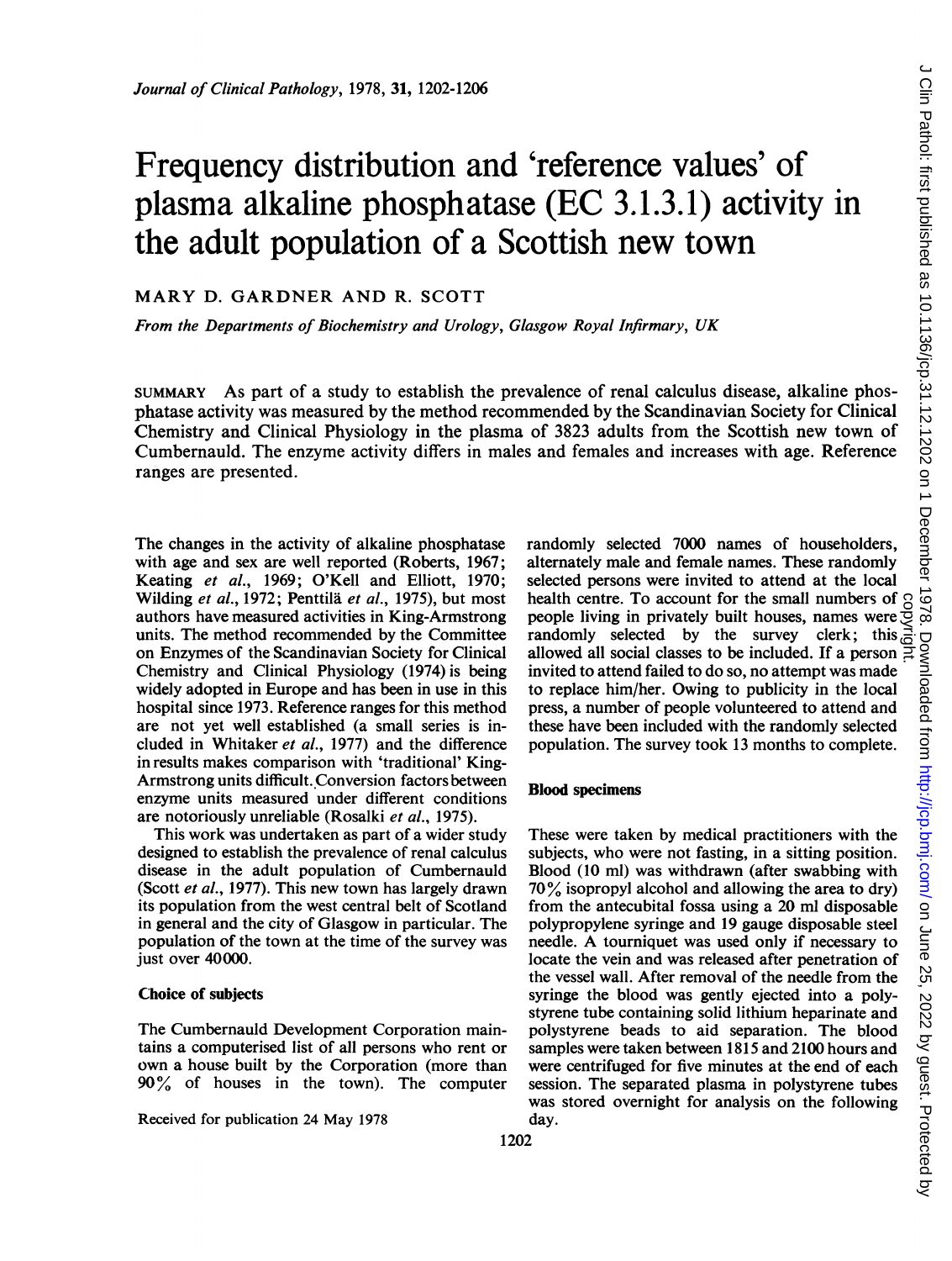# Frequency distribution and 'reference values' of plasma alkaline phosphatase (EC 3.1.3.1) activity in the adult population of a Scottish new town

MARY D. GARDNER AND R. SCOTT

*From the Departments of Biochemistry and Urology, Glasgow Royal Infirmary, UK*

SUMMARY As part of a study to establish the prevalence of renal calculus disease, alkaline phosphatase activity was measured by the method recommended by the Scandinavian Society for Clinical Chemistry and Clinical Physiology in the plasma of 3823 adults from the Scottish new town of Cumbernauld. The enzyme activity differs in males and females and increases with age. Reference ranges are presented.

The changes in the activity of alkaline phosphatase with age and sex are well reported (Roberts, 1967; Keating *et al.*, 1969; O'Kell and Elliott, 1970; Wilding *et al.*, 1972; Penttilä *et al.*, 1975), but most authors have measured activities in King-Armstrong units. The method recommended by the Committee on Enzymes of the Scandinavian Society for Clinical Chemistry and Clinical Physiology (1974) is being widely adopted in Europe and has been in use in this hospital since 1973. Reference ranges for this method are not yet well established (a small series is included in Whitaker *et al.*, 1977) and the difference in results makes comparison with 'traditional' King-Armstrong units difficult. Conversion factors between enzyme units measured under different conditions are notoriously unreliable (Rosalki *et al.*, 1975).

This work was undertaken as part of a wider study designed to establish the prevalence of renal calculus disease in the adult population of Cumbernauld (Scott *et al.*, 1977). This new town has largely drawn its population from the west central belt of Scotland in general and the city of Glasgow in particular. The population of the town at the time of the survey was just over 40000.

### Choice of subjects

The Cumbernauld Development Corporation maintains a computerised list of all persons who rent or own a house built by the Corporation (more than 90% of houses in the town). The computer randomly selected 7000 names of householders, alternately male and female names. These randomly selected persons were invited to attend at the local health centre. To account for the small numbers of people living in privately built houses, names were randomly selected by the survey clerk; this allowed all social classes to be included. If a person invited to attend failed to do so, no attempt was made to replace him/her. Owing to publicity in the local press, a number of people volunteered to attend and these have been included with the randomly selected population. The survey took 13 months to complete.

### Blood specimens

These were taken by medical practitioners with the subjects, who were not fasting, in a sitting position. Blood (10 ml) was withdrawn (after swabbing with 70% isopropyl alcohol and allowing the area to dry) from the antecubital fossa using a 20 ml disposable polypropylene syringe and 19 gauge disposable steel needle. A tourniquet was used only if necessary to locate the vein and was released after penetration of the vessel wall. After removal of the needle from the syringe the blood was gently ejected into a polystyrene tube containing solid lithium heparinate and polystyrene beads to aid separation. The blood samples were taken between 1815 and 2100 hours and were centrifuged for five minutes at the end of each session. The separated plasma in polystyrene tubes was stored overnight for analysis on the following day.

Received for publication 24 May 1978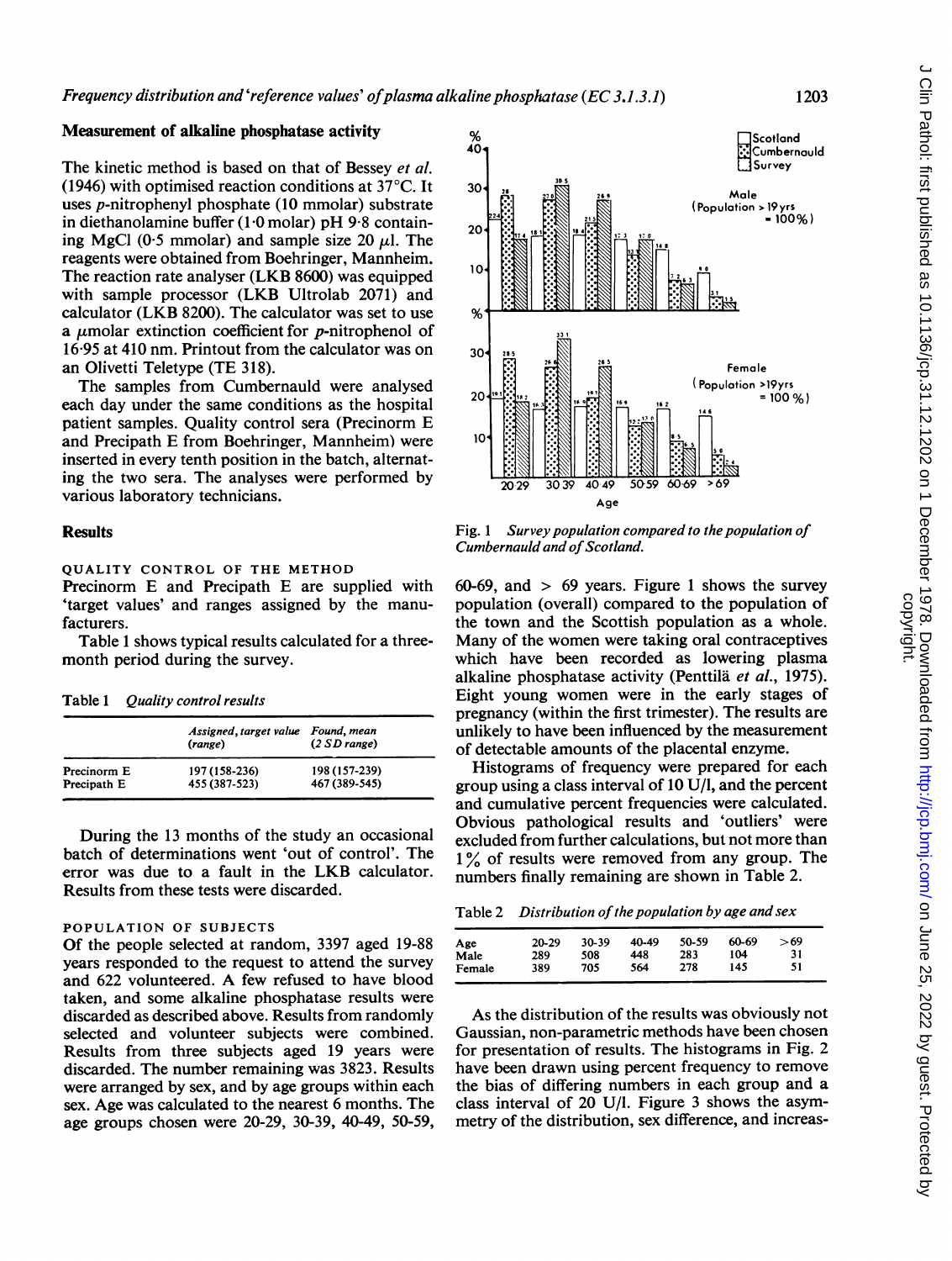## Measurement of alkaline phosphatase activity

The kinetic method is based on that of Bessey *et al.* (1946) with optimised reaction conditions at 37°C. It uses *p*-nitrophenyl phosphate (10 mmolar) substrate in diethanolamine buffer (1·0 molar) pH 9·8 containing MgCl (0·5 mmolar) and sample size 20 μl. The reagents were obtained from Boehringer, Mannheim. The reaction rate analyser (LKB 8600) was equipped with sample processor (LKB Ultrolab 2071) and calculator (LKB 8200). The calculator was set to use a μmolar extinction coefficient for *p*-nitrophenol of 16·95 at 410 nm. Printout from the calculator was on an Olivetti Teletype (TE 318).

The samples from Cumbernauld were analysed each day under the same conditions as the hospital patient samples. Quality control sera (Precinorm E and Precipath E from Boehringer, Mannheim) were inserted in every tenth position in the batch, alternating the two sera. The analyses were performed by various laboratory technicians.

## Results

### QUALITY CONTROL OF THE METHOD

Precinorm E and Precipath E are supplied with 'target values' and ranges assigned by the manufacturers.

Table 1 shows typical results calculated for a three-month period during the survey.

Table 1 *Quality control results*

| | *Assigned, target value (range)* | *Found, mean (2 SD range)* |
|---|---|---|
| Precinorm E | 197 (158-236) | 198 (157-239) |
| Precipath E | 455 (387-523) | 467 (389-545) |

During the 13 months of the study an occasional batch of determinations went 'out of control'. The error was due to a fault in the LKB calculator. Results from these tests were discarded.

### POPULATION OF SUBJECTS

Of the people selected at random, 3397 aged 19-88 years responded to the request to attend the survey and 622 volunteered. A few refused to have blood taken, and some alkaline phosphatase results were discarded as described above. Results from randomly selected and volunteer subjects were combined. Results from three subjects aged 19 years were discarded. The number remaining was 3823. Results were arranged by sex, and by age groups within each sex. Age was calculated to the nearest 6 months. The age groups chosen were 20-29, 30-39, 40-49, 50-59, 60-69, and > 69 years. Figure 1 shows the survey population (overall) compared to the population of the town and the Scottish population as a whole. Many of the women were taking oral contraceptives which have been recorded as lowering plasma alkaline phosphatase activity (Penttilä *et al.*, 1975). Eight young women were in the early stages of pregnancy (within the first trimester). The results are unlikely to have been influenced by the measurement of detectable amounts of the placental enzyme.

Fig. 1 *Survey population compared to the population of Cumbernauld and of Scotland.*

Histograms of frequency were prepared for each group using a class interval of 10 U/l, and the percent and cumulative percent frequencies were calculated. Obvious pathological results and 'outliers' were excluded from further calculations, but not more than 1% of results were removed from any group. The numbers finally remaining are shown in Table 2.

Table 2 *Distribution of the population by age and sex*

| Age | 20-29 | 30-39 | 40-49 | 50-59 | 60-69 | >69 |
|---|---|---|---|---|---|---|
| Male | 289 | 508 | 448 | 283 | 104 | 31 |
| Female | 389 | 705 | 564 | 278 | 145 | 51 |

As the distribution of the results was obviously not Gaussian, non-parametric methods have been chosen for presentation of results. The histograms in Fig. 2 have been drawn using percent frequency to remove the bias of differing numbers in each group and a class interval of 20 U/l. Figure 3 shows the asymmetry of the distribution, sex difference, and increas-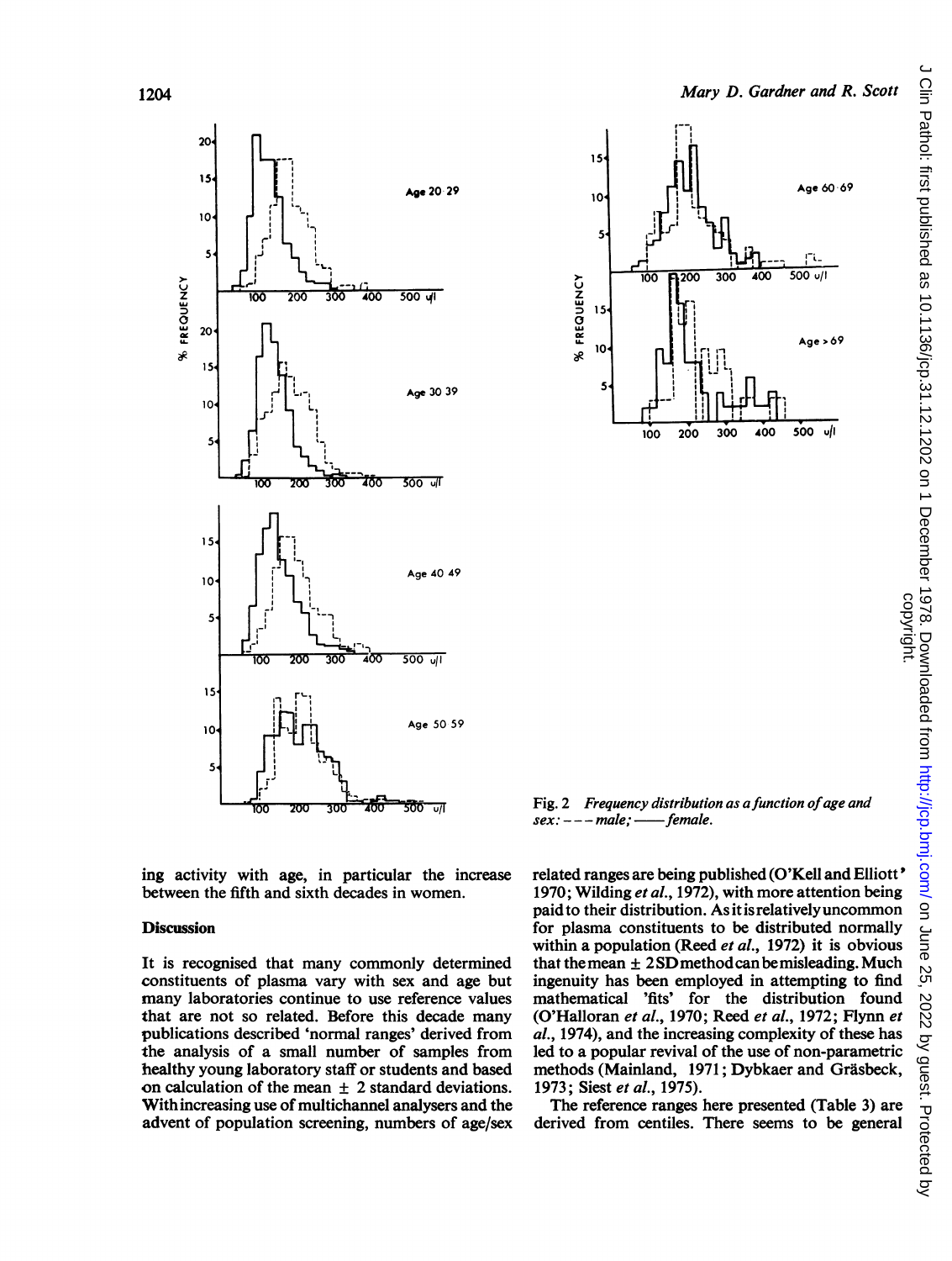Fig. 2 *Frequency distribution as a function of age and sex:* --- *male;* —— *female.*

ing activity with age, in particular the increase between the fifth and sixth decades in women.

## Discussion

It is recognised that many commonly determined constituents of plasma vary with sex and age but many laboratories continue to use reference values that are not so related. Before this decade many publications described 'normal ranges' derived from the analysis of a small number of samples from healthy young laboratory staff or students and based on calculation of the mean ± 2 standard deviations. With increasing use of multichannel analysers and the advent of population screening, numbers of age/sex related ranges are being published (O'Kell and Elliott, 1970; Wilding *et al.*, 1972), with more attention being paid to their distribution. As it is relatively uncommon for plasma constituents to be distributed normally within a population (Reed *et al.*, 1972) it is obvious that the mean ± 2SD method can be misleading. Much ingenuity has been employed in attempting to find mathematical 'fits' for the distribution found (O'Halloran *et al.*, 1970; Reed *et al.*, 1972; Flynn *et al.*, 1974), and the increasing complexity of these has led to a popular revival of the use of non-parametric methods (Mainland, 1971; Dybkaer and Gräsbeck, 1973; Siest *et al.*, 1975).

The reference ranges here presented (Table 3) are derived from centiles. There seems to be general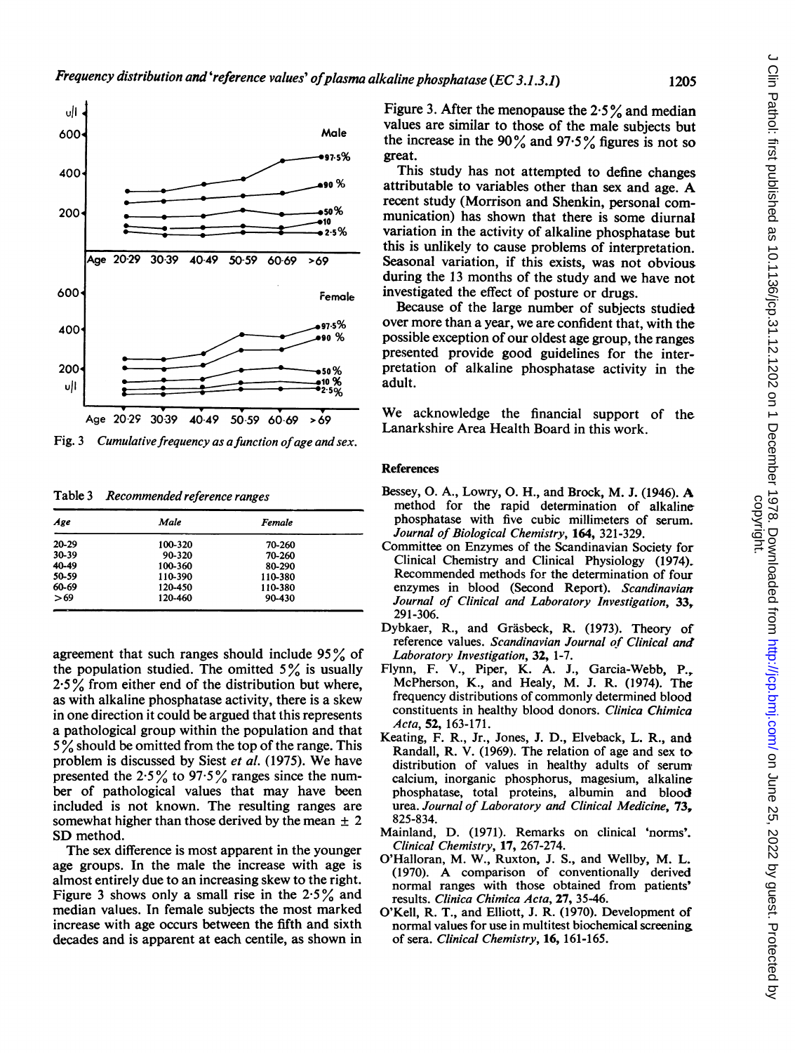Fig. 3 *Cumulative frequency as a function of age and sex.*

Table 3 *Recommended reference ranges*

| *Age* | *Male* | *Female* |
|---|---|---|
| 20-29 | 100-320 | 70-260 |
| 30-39 | 90-320 | 70-260 |
| 40-49 | 100-360 | 80-290 |
| 50-59 | 110-390 | 110-380 |
| 60-69 | 120-450 | 110-380 |
| >69 | 120-460 | 90-430 |

agreement that such ranges should include 95% of the population studied. The omitted 5% is usually 2·5% from either end of the distribution but where, as with alkaline phosphatase activity, there is a skew in one direction it could be argued that this represents a pathological group within the population and that 5% should be omitted from the top of the range. This problem is discussed by Siest *et al.* (1975). We have presented the 2·5% to 97·5% ranges since the number of pathological values that may have been included is not known. The resulting ranges are somewhat higher than those derived by the mean ± 2 SD method.

The sex difference is most apparent in the younger age groups. In the male the increase with age is almost entirely due to an increasing skew to the right. Figure 3 shows only a small rise in the 2·5% and median values. In female subjects the most marked increase with age occurs between the fifth and sixth decades and is apparent at each centile, as shown in Figure 3. After the menopause the 2·5% and median values are similar to those of the male subjects but the increase in the 90% and 97·5% figures is not so great.

This study has not attempted to define changes attributable to variables other than sex and age. A recent study (Morrison and Shenkin, personal communication) has shown that there is some diurnal variation in the activity of alkaline phosphatase but this is unlikely to cause problems of interpretation. Seasonal variation, if this exists, was not obvious during the 13 months of the study and we have not investigated the effect of posture or drugs.

Because of the large number of subjects studied over more than a year, we are confident that, with the possible exception of our oldest age group, the ranges presented provide good guidelines for the interpretation of alkaline phosphatase activity in the adult.

We acknowledge the financial support of the Lanarkshire Area Health Board in this work.

## References

Bessey, O. A., Lowry, O. H., and Brock, M. J. (1946). A method for the rapid determination of alkaline phosphatase with five cubic millimeters of serum. *Journal of Biological Chemistry*, **164**, 321-329.

Committee on Enzymes of the Scandinavian Society for Clinical Chemistry and Clinical Physiology (1974). Recommended methods for the determination of four enzymes in blood (Second Report). *Scandinavian Journal of Clinical and Laboratory Investigation*, **33**, 291-306.

Dybkaer, R., and Gräsbeck, R. (1973). Theory of reference values. *Scandinavian Journal of Clinical and Laboratory Investigation*, **32**, 1-7.

Flynn, F. V., Piper, K. A. J., Garcia-Webb, P., McPherson, K., and Healy, M. J. R. (1974). The frequency distributions of commonly determined blood constituents in healthy blood donors. *Clinica Chimica Acta*, **52**, 163-171.

Keating, F. R., Jr., Jones, J. D., Elveback, L. R., and Randall, R. V. (1969). The relation of age and sex to distribution of values in healthy adults of serum calcium, inorganic phosphorus, magesium, alkaline phosphatase, total proteins, albumin and blood urea. *Journal of Laboratory and Clinical Medicine*, **73**, 825-834.

Mainland, D. (1971). Remarks on clinical 'norms'. *Clinical Chemistry*, **17**, 267-274.

O'Halloran, M. W., Ruxton, J. S., and Wellby, M. L. (1970). A comparison of conventionally derived normal ranges with those obtained from patients' results. *Clinica Chimica Acta*, **27**, 35-46.

O'Kell, R. T., and Elliott, J. R. (1970). Development of normal values for use in multitest biochemical screening of sera. *Clinical Chemistry*, **16**, 161-165.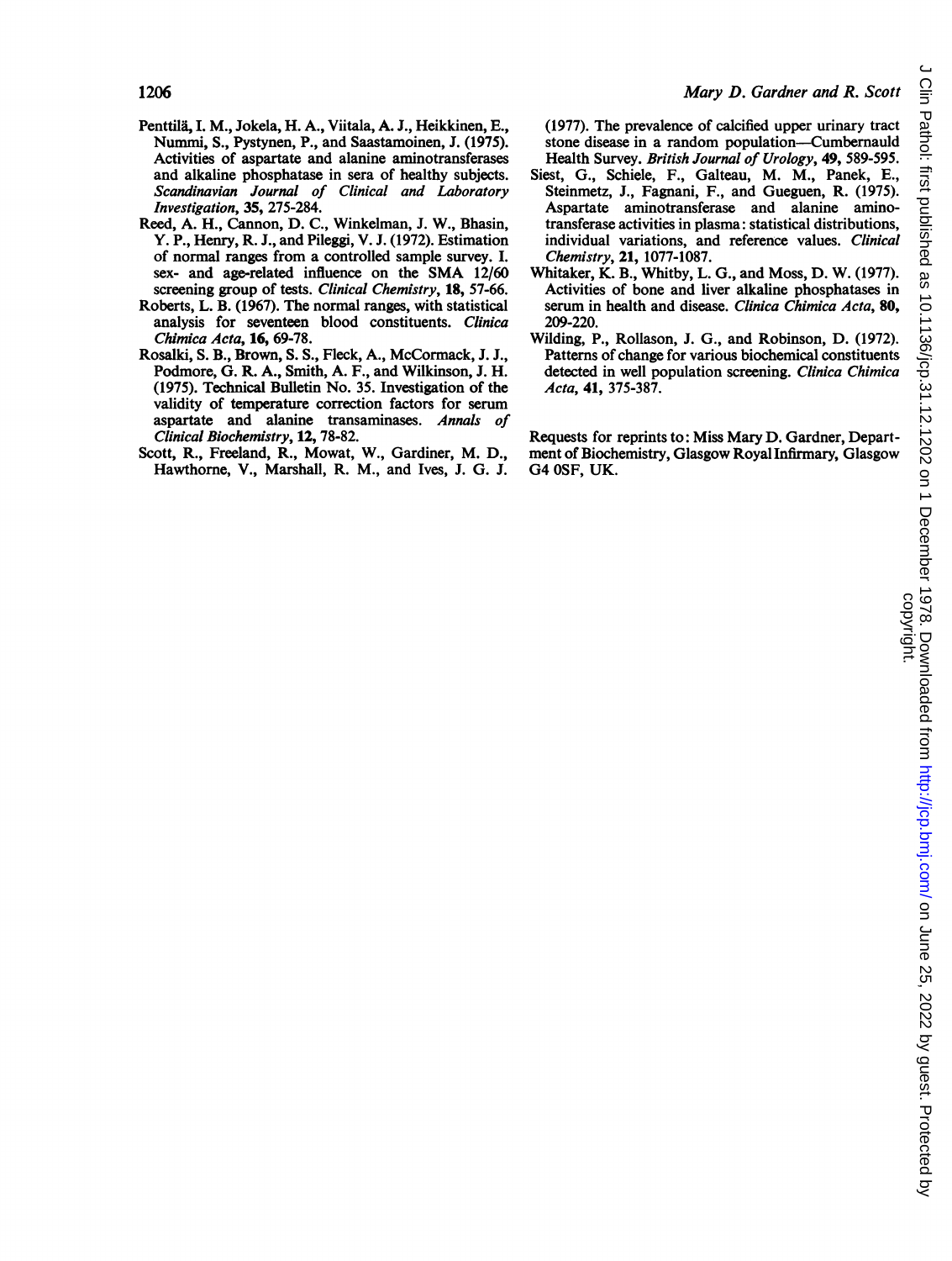Penttilä, I. M., Jokela, H. A., Viitala, A. J., Heikkinen, E., Nummi, S., Pystynen, P., and Saastamoinen, J. (1975). Activities of aspartate and alanine aminotransferases and alkaline phosphatase in sera of healthy subjects. *Scandinavian Journal of Clinical and Laboratory Investigation*, **35**, 275-284.

Reed, A. H., Cannon, D. C., Winkelman, J. W., Bhasin, Y. P., Henry, R. J., and Pileggi, V. J. (1972). Estimation of normal ranges from a controlled sample survey. I. sex- and age-related influence on the SMA 12/60 screening group of tests. *Clinical Chemistry*, **18**, 57-66.

Roberts, L. B. (1967). The normal ranges, with statistical analysis for seventeen blood constituents. *Clinica Chimica Acta*, **16**, 69-78.

Rosalki, S. B., Brown, S. S., Fleck, A., McCormack, J. J., Podmore, G. R. A., Smith, A. F., and Wilkinson, J. H. (1975). Technical Bulletin No. 35. Investigation of the validity of temperature correction factors for serum aspartate and alanine transaminases. *Annals of Clinical Biochemistry*, **12**, 78-82.

Scott, R., Freeland, R., Mowat, W., Gardiner, M. D., Hawthorne, V., Marshall, R. M., and Ives, J. G. J. (1977). The prevalence of calcified upper urinary tract stone disease in a random population—Cumbernauld Health Survey. *British Journal of Urology*, **49**, 589-595.

Siest, G., Schiele, F., Galteau, M. M., Panek, E., Steinmetz, J., Fagnani, F., and Gueguen, R. (1975). Aspartate aminotransferase and alanine aminotransferase activities in plasma: statistical distributions, individual variations, and reference values. *Clinical Chemistry*, **21**, 1077-1087.

Whitaker, K. B., Whitby, L. G., and Moss, D. W. (1977). Activities of bone and liver alkaline phosphatases in serum in health and disease. *Clinica Chimica Acta*, **80**, 209-220.

Wilding, P., Rollason, J. G., and Robinson, D. (1972). Patterns of change for various biochemical constituents detected in well population screening. *Clinica Chimica Acta*, **41**, 375-387.

Requests for reprints to: Miss Mary D. Gardner, Department of Biochemistry, Glasgow Royal Infirmary, Glasgow G4 0SF, UK.